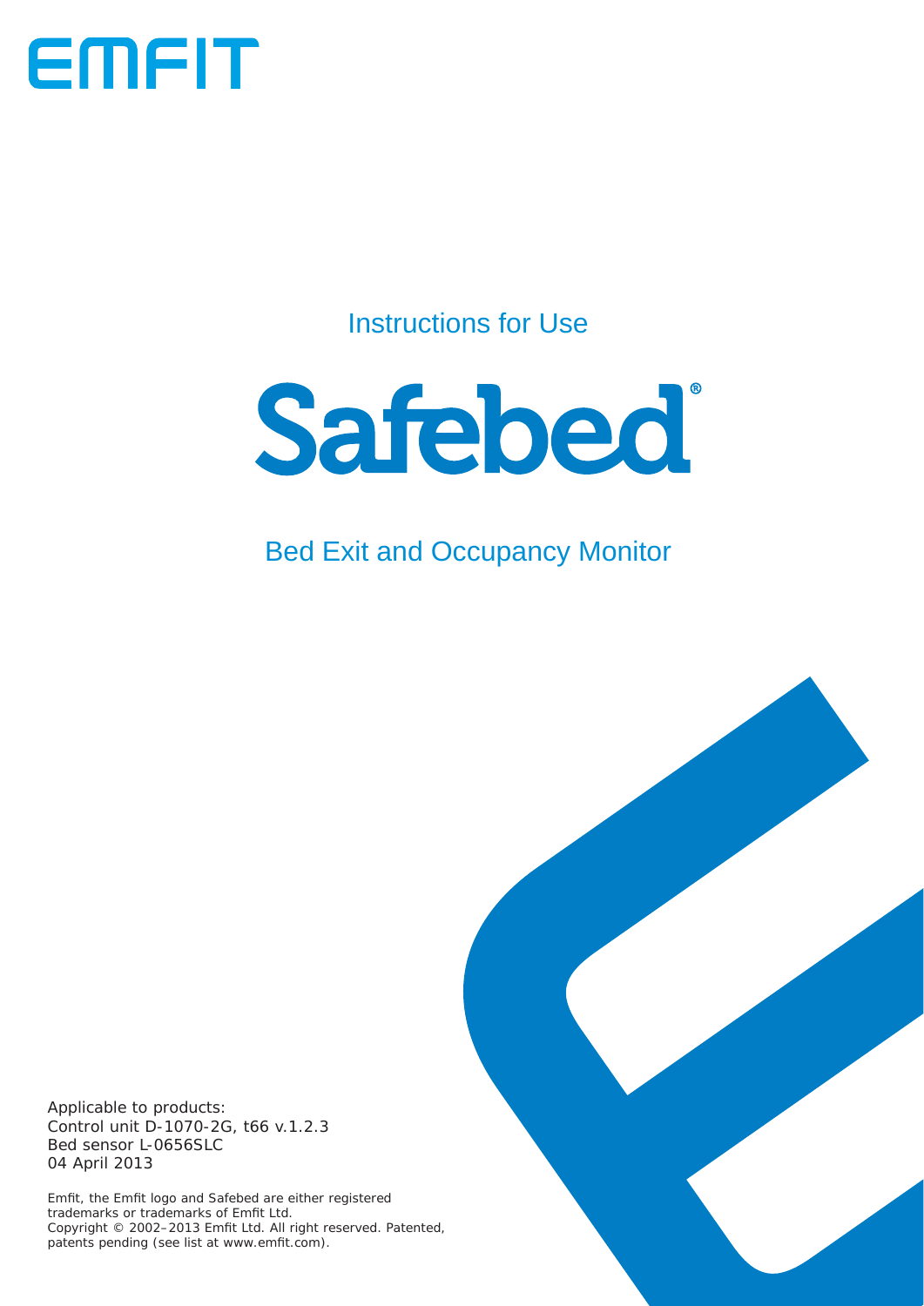EMFIT

Instructions for Use

# Safebed®

## Bed Exit and Occupancy Monitor

Applicable to products:
Control unit D-1070-2G, t66 v.1.2.3
Bed sensor L-0656SLC
04 April 2013

*Emfit, the Emfit logo and Safebed are either registered trademarks or trademarks of Emfit Ltd.
Copyright © 2002–2013 Emfit Ltd. All right reserved. Patented, patents pending (see list at www.emfit.com).*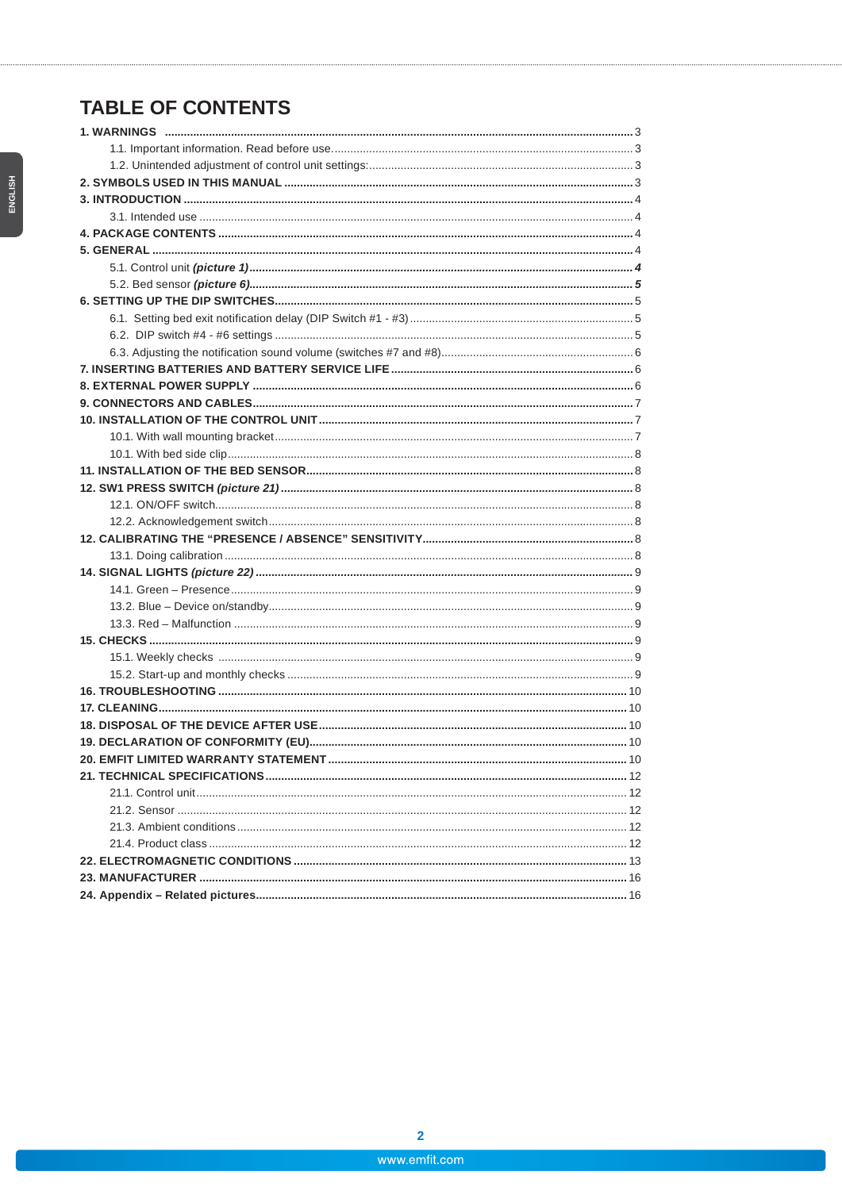# TABLE OF CONTENTS

**1. WARNINGS** ..... 3

- 1.1. Important information. Read before use..... 3
- 1.2. Unintended adjustment of control unit settings:..... 3

**2. SYMBOLS USED IN THIS MANUAL** ..... 3

**3. INTRODUCTION** ..... 4

- 3.1. Intended use ..... 4

**4. PACKAGE CONTENTS** ..... 4

**5. GENERAL** ..... 4

- 5.1. Control unit ***(picture 1)*** ..... ***4***
- 5.2. Bed sensor ***(picture 6)***..... ***5***

**6. SETTING UP THE DIP SWITCHES**..... 5

- 6.1. Setting bed exit notification delay (DIP Switch #1 - #3) ..... 5
- 6.2. DIP switch #4 - #6 settings ..... 5
- 6.3. Adjusting the notification sound volume (switches #7 and #8)..... 6

**7. INSERTING BATTERIES AND BATTERY SERVICE LIFE** ..... 6

**8. EXTERNAL POWER SUPPLY** ..... 6

**9. CONNECTORS AND CABLES**..... 7

**10. INSTALLATION OF THE CONTROL UNIT** ..... 7

- 10.1. With wall mounting bracket..... 7
- 10.1. With bed side clip..... 8

**11. INSTALLATION OF THE BED SENSOR**..... 8

**12. SW1 PRESS SWITCH *(picture 21)*** ..... 8

- 12.1. ON/OFF switch..... 8
- 12.2. Acknowledgement switch..... 8

**12. CALIBRATING THE “PRESENCE / ABSENCE” SENSITIVITY**..... 8

- 13.1. Doing calibration ..... 8

**14. SIGNAL LIGHTS *(picture 22)*** ..... 9

- 14.1. Green – Presence..... 9
- 13.2. Blue – Device on/standby..... 9
- 13.3. Red – Malfunction ..... 9

**15. CHECKS** ..... 9

- 15.1. Weekly checks ..... 9
- 15.2. Start-up and monthly checks ..... 9

**16. TROUBLESHOOTING** ..... 10

**17. CLEANING**..... 10

**18. DISPOSAL OF THE DEVICE AFTER USE**..... 10

**19. DECLARATION OF CONFORMITY (EU)**..... 10

**20. EMFIT LIMITED WARRANTY STATEMENT** ..... 10

**21. TECHNICAL SPECIFICATIONS**..... 12

- 21.1. Control unit..... 12
- 21.2. Sensor ..... 12
- 21.3. Ambient conditions..... 12
- 21.4. Product class ..... 12

**22. ELECTROMAGNETIC CONDITIONS** ..... 13

**23. MANUFACTURER** ..... 16

**24. Appendix – Related pictures**..... 16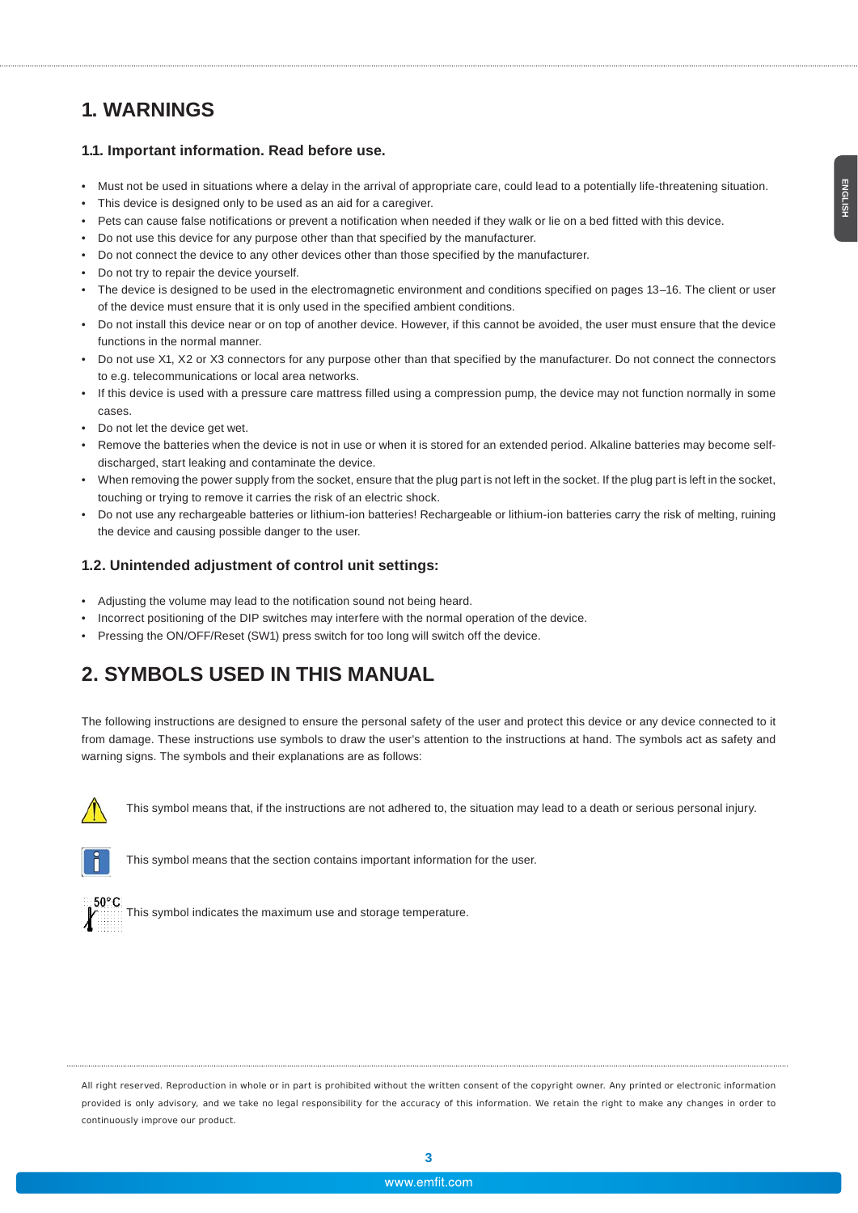# 1. WARNINGS

### 1.1. Important information. Read before use.

- Must not be used in situations where a delay in the arrival of appropriate care, could lead to a potentially life-threatening situation.
- This device is designed only to be used as an aid for a caregiver.
- Pets can cause false notifications or prevent a notification when needed if they walk or lie on a bed fitted with this device.
- Do not use this device for any purpose other than that specified by the manufacturer.
- Do not connect the device to any other devices other than those specified by the manufacturer.
- Do not try to repair the device yourself.
- The device is designed to be used in the electromagnetic environment and conditions specified on pages 13–16. The client or user of the device must ensure that it is only used in the specified ambient conditions.
- Do not install this device near or on top of another device. However, if this cannot be avoided, the user must ensure that the device functions in the normal manner.
- Do not use X1, X2 or X3 connectors for any purpose other than that specified by the manufacturer. Do not connect the connectors to e.g. telecommunications or local area networks.
- If this device is used with a pressure care mattress filled using a compression pump, the device may not function normally in some cases.
- Do not let the device get wet.
- Remove the batteries when the device is not in use or when it is stored for an extended period. Alkaline batteries may become self-discharged, start leaking and contaminate the device.
- When removing the power supply from the socket, ensure that the plug part is not left in the socket. If the plug part is left in the socket, touching or trying to remove it carries the risk of an electric shock.
- Do not use any rechargeable batteries or lithium-ion batteries! Rechargeable or lithium-ion batteries carry the risk of melting, ruining the device and causing possible danger to the user.

### 1.2. Unintended adjustment of control unit settings:

- Adjusting the volume may lead to the notification sound not being heard.
- Incorrect positioning of the DIP switches may interfere with the normal operation of the device.
- Pressing the ON/OFF/Reset (SW1) press switch for too long will switch off the device.

# 2. SYMBOLS USED IN THIS MANUAL

The following instructions are designed to ensure the personal safety of the user and protect this device or any device connected to it from damage. These instructions use symbols to draw the user's attention to the instructions at hand. The symbols act as safety and warning signs. The symbols and their explanations are as follows:

This symbol means that, if the instructions are not adhered to, the situation may lead to a death or serious personal injury.

This symbol means that the section contains important information for the user.

50°C This symbol indicates the maximum use and storage temperature.

All right reserved. Reproduction in whole or in part is prohibited without the written consent of the copyright owner. Any printed or electronic information provided is only advisory, and we take no legal responsibility for the accuracy of this information. We retain the right to make any changes in order to continuously improve our product.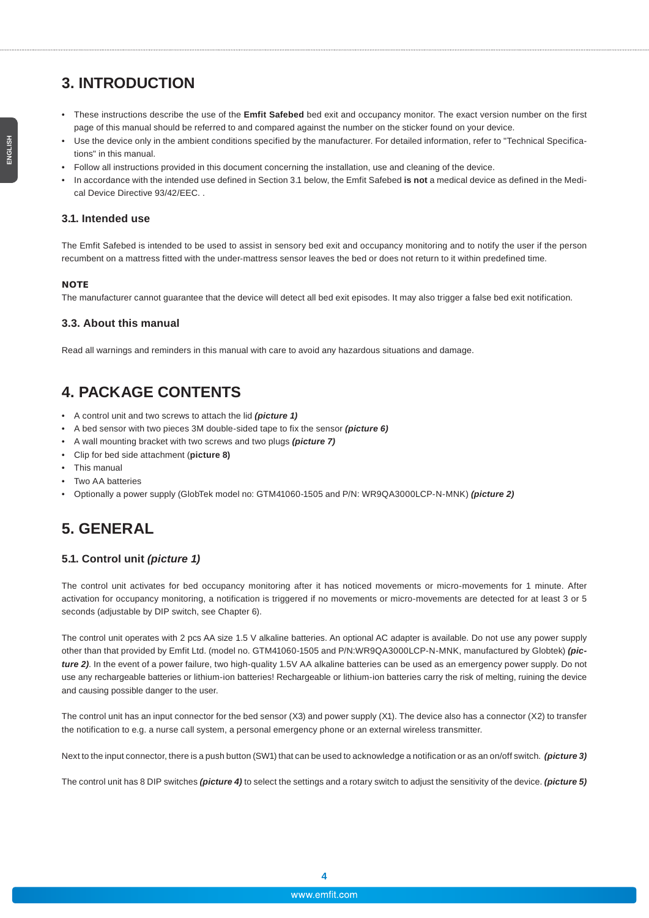# 3. INTRODUCTION

- These instructions describe the use of the **Emfit Safebed** bed exit and occupancy monitor. The exact version number on the first page of this manual should be referred to and compared against the number on the sticker found on your device.
- Use the device only in the ambient conditions specified by the manufacturer. For detailed information, refer to "Technical Specifications" in this manual.
- Follow all instructions provided in this document concerning the installation, use and cleaning of the device.
- In accordance with the intended use defined in Section 3.1 below, the Emfit Safebed **is not** a medical device as defined in the Medical Device Directive 93/42/EEC. .

## 3.1. Intended use

The Emfit Safebed is intended to be used to assist in sensory bed exit and occupancy monitoring and to notify the user if the person recumbent on a mattress fitted with the under-mattress sensor leaves the bed or does not return to it within predefined time.

**NOTE**

The manufacturer cannot guarantee that the device will detect all bed exit episodes. It may also trigger a false bed exit notification.

## 3.3. About this manual

Read all warnings and reminders in this manual with care to avoid any hazardous situations and damage.

# 4. PACKAGE CONTENTS

- A control unit and two screws to attach the lid ***(picture 1)***
- A bed sensor with two pieces 3M double-sided tape to fix the sensor ***(picture 6)***
- A wall mounting bracket with two screws and two plugs ***(picture 7)***
- Clip for bed side attachment (**picture 8)**
- This manual
- Two AA batteries
- Optionally a power supply (GlobTek model no: GTM41060-1505 and P/N: WR9QA3000LCP-N-MNK) ***(picture 2)***

# 5. GENERAL

## 5.1. Control unit *(picture 1)*

The control unit activates for bed occupancy monitoring after it has noticed movements or micro-movements for 1 minute. After activation for occupancy monitoring, a notification is triggered if no movements or micro-movements are detected for at least 3 or 5 seconds (adjustable by DIP switch, see Chapter 6).

The control unit operates with 2 pcs AA size 1.5 V alkaline batteries. An optional AC adapter is available. Do not use any power supply other than that provided by Emfit Ltd. (model no. GTM41060-1505 and P/N:WR9QA3000LCP-N-MNK, manufactured by Globtek) ***(picture 2)***. In the event of a power failure, two high-quality 1.5V AA alkaline batteries can be used as an emergency power supply. Do not use any rechargeable batteries or lithium-ion batteries! Rechargeable or lithium-ion batteries carry the risk of melting, ruining the device and causing possible danger to the user.

The control unit has an input connector for the bed sensor (X3) and power supply (X1). The device also has a connector (X2) to transfer the notification to e.g. a nurse call system, a personal emergency phone or an external wireless transmitter.

Next to the input connector, there is a push button (SW1) that can be used to acknowledge a notification or as an on/off switch. ***(picture 3)***

The control unit has 8 DIP switches ***(picture 4)*** to select the settings and a rotary switch to adjust the sensitivity of the device. ***(picture 5)***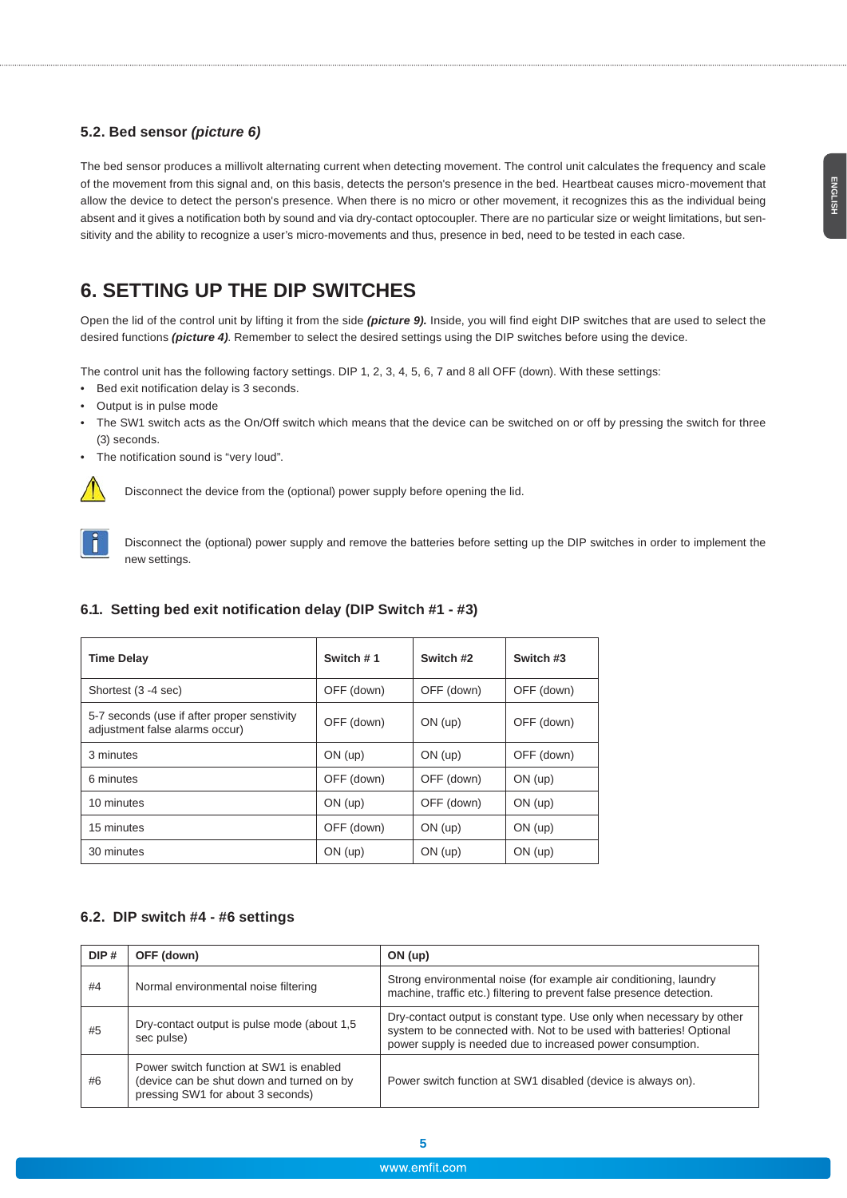### 5.2. Bed sensor *(picture 6)*

The bed sensor produces a millivolt alternating current when detecting movement. The control unit calculates the frequency and scale of the movement from this signal and, on this basis, detects the person's presence in the bed. Heartbeat causes micro-movement that allow the device to detect the person's presence. When there is no micro or other movement, it recognizes this as the individual being absent and it gives a notification both by sound and via dry-contact optocoupler. There are no particular size or weight limitations, but sensitivity and the ability to recognize a user's micro-movements and thus, presence in bed, need to be tested in each case.

## 6. SETTING UP THE DIP SWITCHES

Open the lid of the control unit by lifting it from the side ***(picture 9).*** Inside, you will find eight DIP switches that are used to select the desired functions ***(picture 4)***. Remember to select the desired settings using the DIP switches before using the device.

The control unit has the following factory settings. DIP 1, 2, 3, 4, 5, 6, 7 and 8 all OFF (down). With these settings:

- Bed exit notification delay is 3 seconds.
- Output is in pulse mode
- The SW1 switch acts as the On/Off switch which means that the device can be switched on or off by pressing the switch for three (3) seconds.
- The notification sound is "very loud".

Disconnect the device from the (optional) power supply before opening the lid.

Disconnect the (optional) power supply and remove the batteries before setting up the DIP switches in order to implement the new settings.

### 6.1. Setting bed exit notification delay (DIP Switch #1 - #3)

| Time Delay | Switch # 1 | Switch #2 | Switch #3 |
|---|---|---|---|
| Shortest (3 -4 sec) | OFF (down) | OFF (down) | OFF (down) |
| 5-7 seconds (use if after proper senstivity adjustment false alarms occur) | OFF (down) | ON (up) | OFF (down) |
| 3 minutes | ON (up) | ON (up) | OFF (down) |
| 6 minutes | OFF (down) | OFF (down) | ON (up) |
| 10 minutes | ON (up) | OFF (down) | ON (up) |
| 15 minutes | OFF (down) | ON (up) | ON (up) |
| 30 minutes | ON (up) | ON (up) | ON (up) |

### 6.2. DIP switch #4 - #6 settings

| DIP # | OFF (down) | ON (up) |
|---|---|---|
| #4 | Normal environmental noise filtering | Strong environmental noise (for example air conditioning, laundry machine, traffic etc.) filtering to prevent false presence detection. |
| #5 | Dry-contact output is pulse mode (about 1,5 sec pulse) | Dry-contact output is constant type. Use only when necessary by other system to be connected with. Not to be used with batteries! Optional power supply is needed due to increased power consumption. |
| #6 | Power switch function at SW1 is enabled (device can be shut down and turned on by pressing SW1 for about 3 seconds) | Power switch function at SW1 disabled (device is always on). |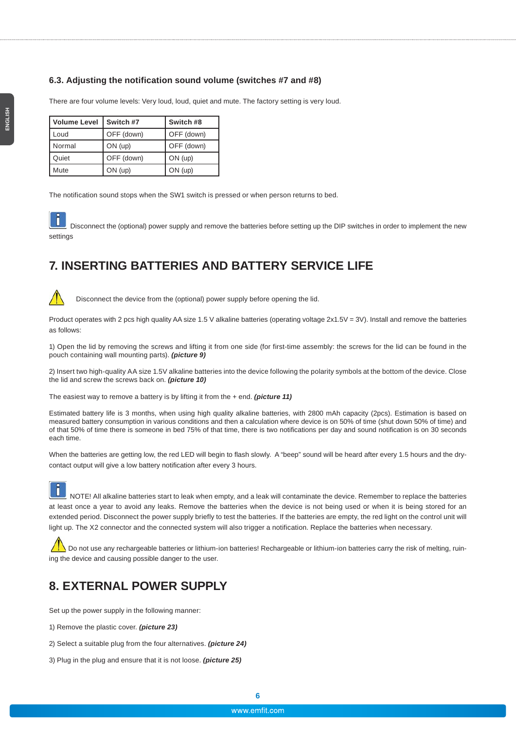### 6.3. Adjusting the notification sound volume (switches #7 and #8)

There are four volume levels: Very loud, loud, quiet and mute. The factory setting is very loud.

| Volume Level | Switch #7 | Switch #8 |
|---|---|---|
| Loud | OFF (down) | OFF (down) |
| Normal | ON (up) | OFF (down) |
| Quiet | OFF (down) | ON (up) |
| Mute | ON (up) | ON (up) |

The notification sound stops when the SW1 switch is pressed or when person returns to bed.

Disconnect the (optional) power supply and remove the batteries before setting up the DIP switches in order to implement the new settings

## 7. INSERTING BATTERIES AND BATTERY SERVICE LIFE

Disconnect the device from the (optional) power supply before opening the lid.

Product operates with 2 pcs high quality AA size 1.5 V alkaline batteries (operating voltage 2x1.5V = 3V). Install and remove the batteries as follows:

1) Open the lid by removing the screws and lifting it from one side (for first-time assembly: the screws for the lid can be found in the pouch containing wall mounting parts). ***(picture 9)***

2) Insert two high-quality AA size 1.5V alkaline batteries into the device following the polarity symbols at the bottom of the device. Close the lid and screw the screws back on. ***(picture 10)***

The easiest way to remove a battery is by lifting it from the + end. ***(picture 11)***

Estimated battery life is 3 months, when using high quality alkaline batteries, with 2800 mAh capacity (2pcs). Estimation is based on measured battery consumption in various conditions and then a calculation where device is on 50% of time (shut down 50% of time) and of that 50% of time there is someone in bed 75% of that time, there is two notifications per day and sound notification is on 30 seconds each time.

When the batteries are getting low, the red LED will begin to flash slowly. A "beep" sound will be heard after every 1.5 hours and the dry-contact output will give a low battery notification after every 3 hours.

NOTE! All alkaline batteries start to leak when empty, and a leak will contaminate the device. Remember to replace the batteries at least once a year to avoid any leaks. Remove the batteries when the device is not being used or when it is being stored for an extended period. Disconnect the power supply briefly to test the batteries. If the batteries are empty, the red light on the control unit will light up. The X2 connector and the connected system will also trigger a notification. Replace the batteries when necessary.

Do not use any rechargeable batteries or lithium-ion batteries! Rechargeable or lithium-ion batteries carry the risk of melting, ruining the device and causing possible danger to the user.

## 8. EXTERNAL POWER SUPPLY

Set up the power supply in the following manner:

1) Remove the plastic cover. ***(picture 23)***

2) Select a suitable plug from the four alternatives. ***(picture 24)***

3) Plug in the plug and ensure that it is not loose. ***(picture 25)***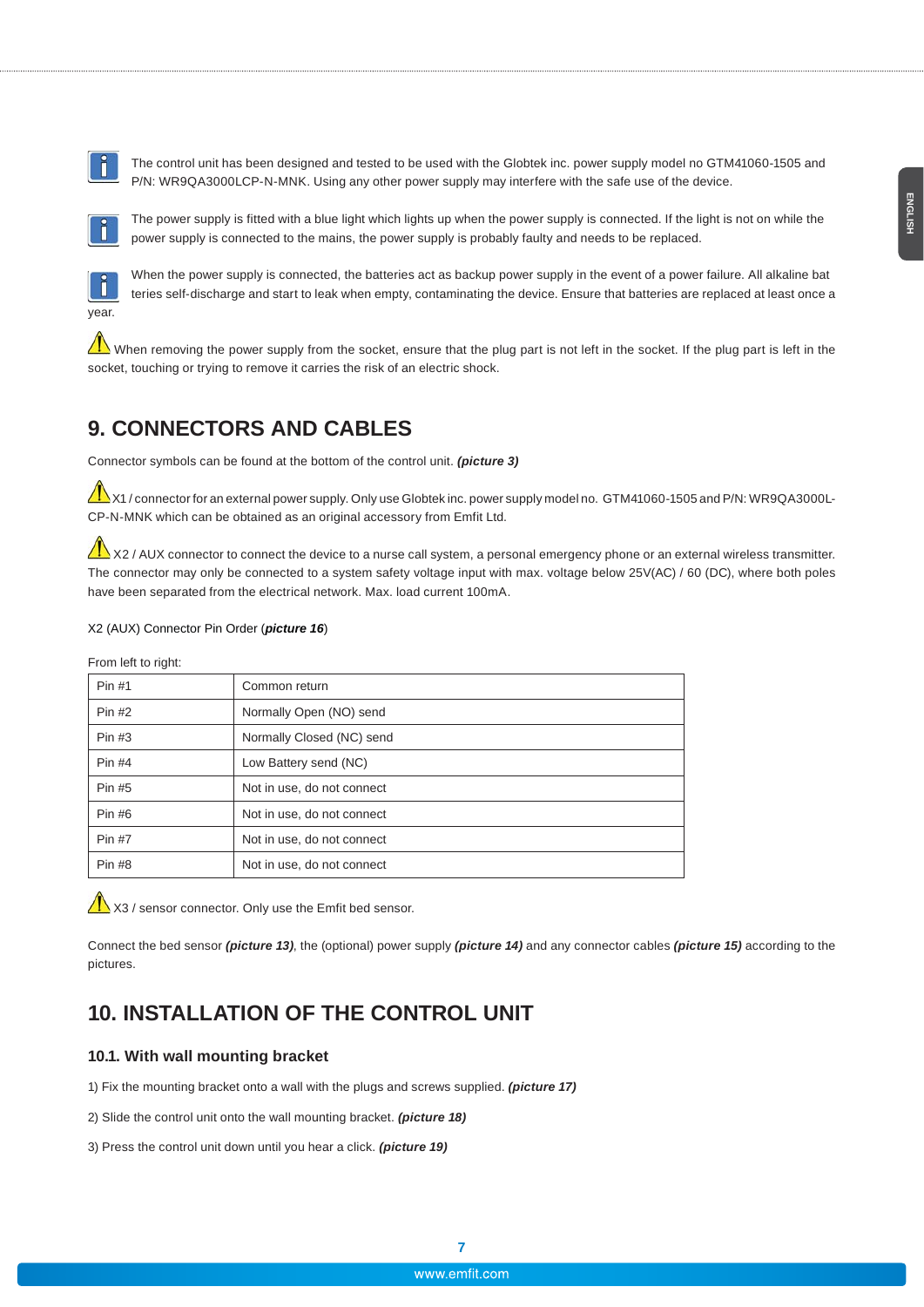The control unit has been designed and tested to be used with the Globtek inc. power supply model no GTM41060-1505 and P/N: WR9QA3000LCP-N-MNK. Using any other power supply may interfere with the safe use of the device.

The power supply is fitted with a blue light which lights up when the power supply is connected. If the light is not on while the power supply is connected to the mains, the power supply is probably faulty and needs to be replaced.

When the power supply is connected, the batteries act as backup power supply in the event of a power failure. All alkaline batteries self-discharge and start to leak when empty, contaminating the device. Ensure that batteries are replaced at least once a year.

When removing the power supply from the socket, ensure that the plug part is not left in the socket. If the plug part is left in the socket, touching or trying to remove it carries the risk of an electric shock.

## 9. CONNECTORS AND CABLES

Connector symbols can be found at the bottom of the control unit. ***(picture 3)***

X1 / connector for an external power supply. Only use Globtek inc. power supply model no. GTM41060-1505 and P/N: WR9QA3000L-CP-N-MNK which can be obtained as an original accessory from Emfit Ltd.

X2 / AUX connector to connect the device to a nurse call system, a personal emergency phone or an external wireless transmitter. The connector may only be connected to a system safety voltage input with max. voltage below 25V(AC) / 60 (DC), where both poles have been separated from the electrical network. Max. load current 100mA.

X2 (AUX) Connector Pin Order (***picture 16***)

From left to right:

| Pin | Function |
|---|---|
| Pin #1 | Common return |
| Pin #2 | Normally Open (NO) send |
| Pin #3 | Normally Closed (NC) send |
| Pin #4 | Low Battery send (NC) |
| Pin #5 | Not in use, do not connect |
| Pin #6 | Not in use, do not connect |
| Pin #7 | Not in use, do not connect |
| Pin #8 | Not in use, do not connect |

X3 / sensor connector. Only use the Emfit bed sensor.

Connect the bed sensor ***(picture 13)***, the (optional) power supply ***(picture 14)*** and any connector cables ***(picture 15)*** according to the pictures.

## 10. INSTALLATION OF THE CONTROL UNIT

### 10.1. With wall mounting bracket

1) Fix the mounting bracket onto a wall with the plugs and screws supplied. ***(picture 17)***

2) Slide the control unit onto the wall mounting bracket. ***(picture 18)***

3) Press the control unit down until you hear a click. ***(picture 19)***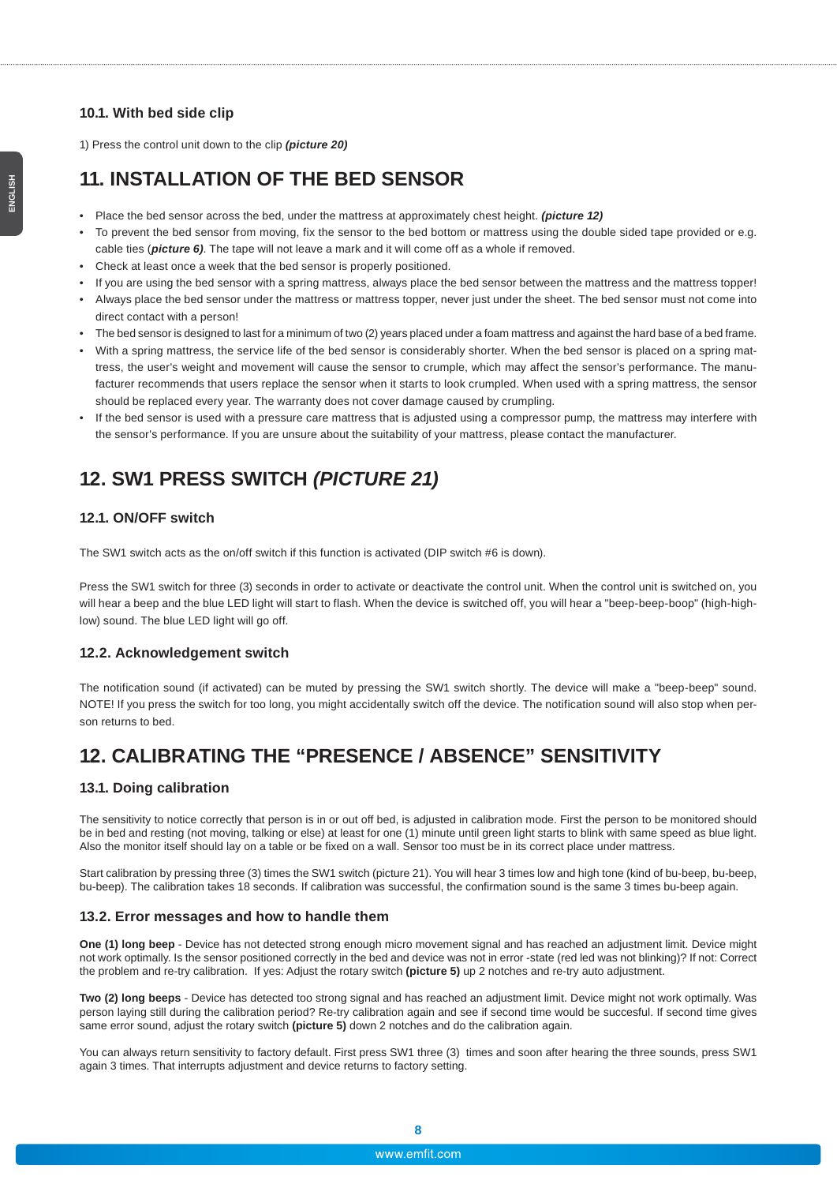### 10.1. With bed side clip

1) Press the control unit down to the clip ***(picture 20)***

## 11. INSTALLATION OF THE BED SENSOR

- Place the bed sensor across the bed, under the mattress at approximately chest height. ***(picture 12)***
- To prevent the bed sensor from moving, fix the sensor to the bed bottom or mattress using the double sided tape provided or e.g. cable ties (***picture 6)***. The tape will not leave a mark and it will come off as a whole if removed.
- Check at least once a week that the bed sensor is properly positioned.
- If you are using the bed sensor with a spring mattress, always place the bed sensor between the mattress and the mattress topper!
- Always place the bed sensor under the mattress or mattress topper, never just under the sheet. The bed sensor must not come into direct contact with a person!
- The bed sensor is designed to last for a minimum of two (2) years placed under a foam mattress and against the hard base of a bed frame.
- With a spring mattress, the service life of the bed sensor is considerably shorter. When the bed sensor is placed on a spring mattress, the user's weight and movement will cause the sensor to crumple, which may affect the sensor's performance. The manufacturer recommends that users replace the sensor when it starts to look crumpled. When used with a spring mattress, the sensor should be replaced every year. The warranty does not cover damage caused by crumpling.
- If the bed sensor is used with a pressure care mattress that is adjusted using a compressor pump, the mattress may interfere with the sensor's performance. If you are unsure about the suitability of your mattress, please contact the manufacturer.

## 12. SW1 PRESS SWITCH *(PICTURE 21)*

### 12.1. ON/OFF switch

The SW1 switch acts as the on/off switch if this function is activated (DIP switch #6 is down).

Press the SW1 switch for three (3) seconds in order to activate or deactivate the control unit. When the control unit is switched on, you will hear a beep and the blue LED light will start to flash. When the device is switched off, you will hear a "beep-beep-boop" (high-high-low) sound. The blue LED light will go off.

### 12.2. Acknowledgement switch

The notification sound (if activated) can be muted by pressing the SW1 switch shortly. The device will make a "beep-beep" sound. NOTE! If you press the switch for too long, you might accidentally switch off the device. The notification sound will also stop when person returns to bed.

## 12. CALIBRATING THE “PRESENCE / ABSENCE” SENSITIVITY

### 13.1. Doing calibration

The sensitivity to notice correctly that person is in or out off bed, is adjusted in calibration mode. First the person to be monitored should be in bed and resting (not moving, talking or else) at least for one (1) minute until green light starts to blink with same speed as blue light. Also the monitor itself should lay on a table or be fixed on a wall. Sensor too must be in its correct place under mattress.

Start calibration by pressing three (3) times the SW1 switch (picture 21). You will hear 3 times low and high tone (kind of bu-beep, bu-beep, bu-beep). The calibration takes 18 seconds. If calibration was successful, the confirmation sound is the same 3 times bu-beep again.

### 13.2. Error messages and how to handle them

**One (1) long beep** - Device has not detected strong enough micro movement signal and has reached an adjustment limit. Device might not work optimally. Is the sensor positioned correctly in the bed and device was not in error -state (red led was not blinking)? If not: Correct the problem and re-try calibration. If yes: Adjust the rotary switch **(picture 5)** up 2 notches and re-try auto adjustment.

**Two (2) long beeps** - Device has detected too strong signal and has reached an adjustment limit. Device might not work optimally. Was person laying still during the calibration period? Re-try calibration again and see if second time would be succesful. If second time gives same error sound, adjust the rotary switch **(picture 5)** down 2 notches and do the calibration again.

You can always return sensitivity to factory default. First press SW1 three (3) times and soon after hearing the three sounds, press SW1 again 3 times. That interrupts adjustment and device returns to factory setting.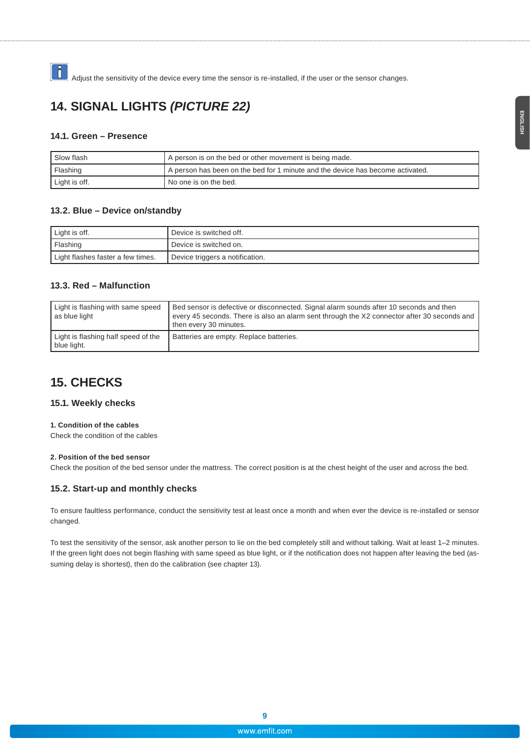Adjust the sensitivity of the device every time the sensor is re-installed, if the user or the sensor changes.

# 14. SIGNAL LIGHTS *(PICTURE 22)*

### 14.1. Green – Presence

| Slow flash | A person is on the bed or other movement is being made. |
|---|---|
| Flashing | A person has been on the bed for 1 minute and the device has become activated. |
| Light is off. | No one is on the bed. |

### 13.2. Blue – Device on/standby

| Light is off. | Device is switched off. |
|---|---|
| Flashing | Device is switched on. |
| Light flashes faster a few times. | Device triggers a notification. |

### 13.3. Red – Malfunction

| Light is flashing with same speed as blue light | Bed sensor is defective or disconnected. Signal alarm sounds after 10 seconds and then every 45 seconds. There is also an alarm sent through the X2 connector after 30 seconds and then every 30 minutes. |
|---|---|
| Light is flashing half speed of the blue light. | Batteries are empty. Replace batteries. |

# 15. CHECKS

### 15.1. Weekly checks

**1. Condition of the cables**

Check the condition of the cables

**2. Position of the bed sensor**

Check the position of the bed sensor under the mattress. The correct position is at the chest height of the user and across the bed.

### 15.2. Start-up and monthly checks

To ensure faultless performance, conduct the sensitivity test at least once a month and when ever the device is re-installed or sensor changed.

To test the sensitivity of the sensor, ask another person to lie on the bed completely still and without talking. Wait at least 1–2 minutes. If the green light does not begin flashing with same speed as blue light, or if the notification does not happen after leaving the bed (assuming delay is shortest), then do the calibration (see chapter 13).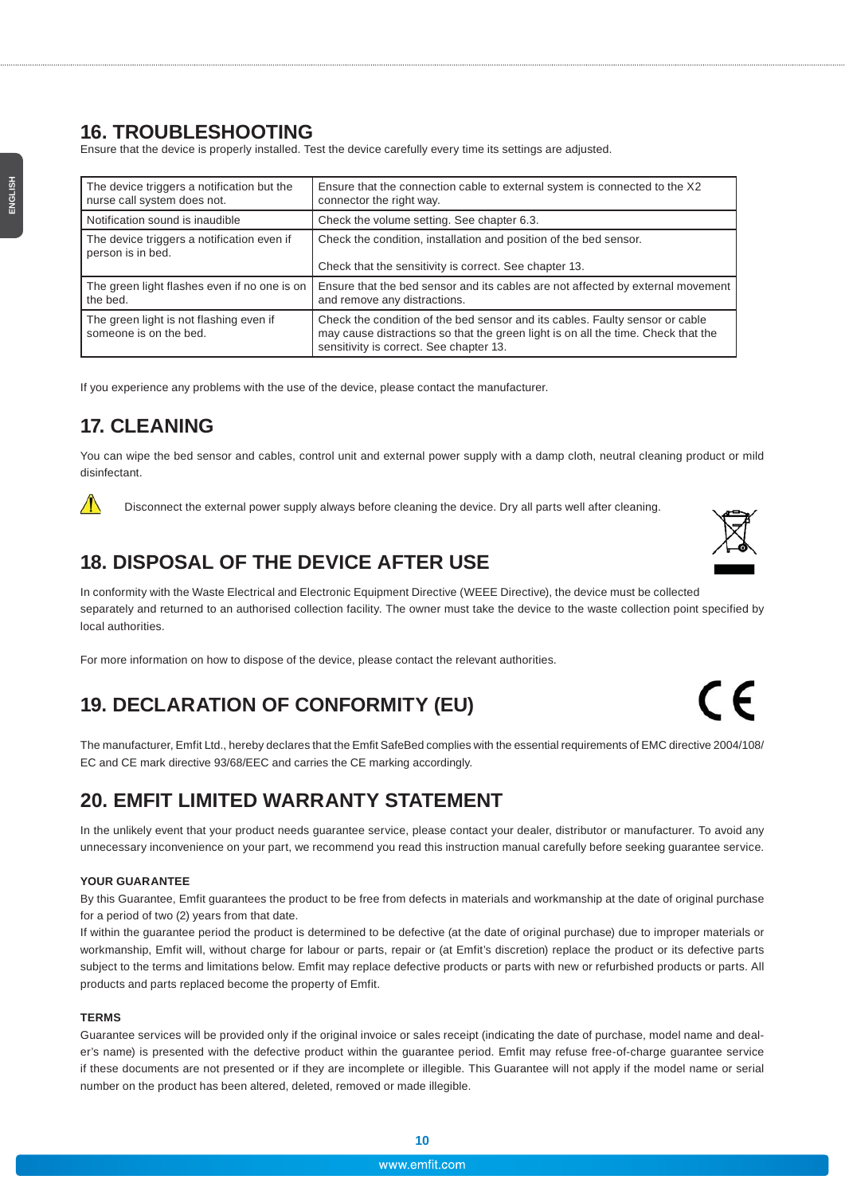## 16. TROUBLESHOOTING

Ensure that the device is properly installed. Test the device carefully every time its settings are adjusted.

| | |
|---|---|
| The device triggers a notification but the nurse call system does not. | Ensure that the connection cable to external system is connected to the X2 connector the right way. |
| Notification sound is inaudible | Check the volume setting. See chapter 6.3. |
| The device triggers a notification even if person is in bed. | Check the condition, installation and position of the bed sensor.<br><br>Check that the sensitivity is correct. See chapter 13. |
| The green light flashes even if no one is on the bed. | Ensure that the bed sensor and its cables are not affected by external movement and remove any distractions. |
| The green light is not flashing even if someone is on the bed. | Check the condition of the bed sensor and its cables. Faulty sensor or cable may cause distractions so that the green light is on all the time. Check that the sensitivity is correct. See chapter 13. |

If you experience any problems with the use of the device, please contact the manufacturer.

## 17. CLEANING

You can wipe the bed sensor and cables, control unit and external power supply with a damp cloth, neutral cleaning product or mild disinfectant.

⚠ Disconnect the external power supply always before cleaning the device. Dry all parts well after cleaning.

## 18. DISPOSAL OF THE DEVICE AFTER USE

In conformity with the Waste Electrical and Electronic Equipment Directive (WEEE Directive), the device must be collected separately and returned to an authorised collection facility. The owner must take the device to the waste collection point specified by local authorities.

For more information on how to dispose of the device, please contact the relevant authorities.

## 19. DECLARATION OF CONFORMITY (EU)

The manufacturer, Emfit Ltd., hereby declares that the Emfit SafeBed complies with the essential requirements of EMC directive 2004/108/EC and CE mark directive 93/68/EEC and carries the CE marking accordingly.

## 20. EMFIT LIMITED WARRANTY STATEMENT

In the unlikely event that your product needs guarantee service, please contact your dealer, distributor or manufacturer. To avoid any unnecessary inconvenience on your part, we recommend you read this instruction manual carefully before seeking guarantee service.

**YOUR GUARANTEE**

By this Guarantee, Emfit guarantees the product to be free from defects in materials and workmanship at the date of original purchase for a period of two (2) years from that date.

If within the guarantee period the product is determined to be defective (at the date of original purchase) due to improper materials or workmanship, Emfit will, without charge for labour or parts, repair or (at Emfit's discretion) replace the product or its defective parts subject to the terms and limitations below. Emfit may replace defective products or parts with new or refurbished products or parts. All products and parts replaced become the property of Emfit.

**TERMS**

Guarantee services will be provided only if the original invoice or sales receipt (indicating the date of purchase, model name and dealer's name) is presented with the defective product within the guarantee period. Emfit may refuse free-of-charge guarantee service if these documents are not presented or if they are incomplete or illegible. This Guarantee will not apply if the model name or serial number on the product has been altered, deleted, removed or made illegible.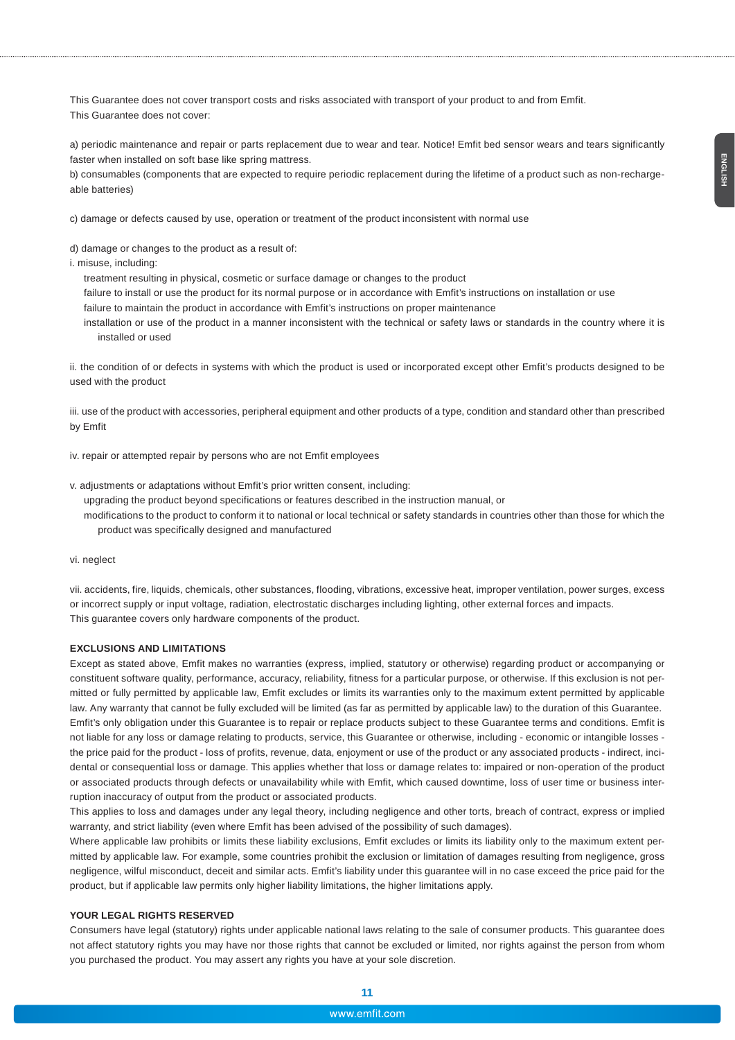This Guarantee does not cover transport costs and risks associated with transport of your product to and from Emfit.
This Guarantee does not cover:

a) periodic maintenance and repair or parts replacement due to wear and tear. Notice! Emfit bed sensor wears and tears significantly faster when installed on soft base like spring mattress.
b) consumables (components that are expected to require periodic replacement during the lifetime of a product such as non-rechargeable batteries)

c) damage or defects caused by use, operation or treatment of the product inconsistent with normal use

d) damage or changes to the product as a result of:
i. misuse, including:

- treatment resulting in physical, cosmetic or surface damage or changes to the product
- failure to install or use the product for its normal purpose or in accordance with Emfit's instructions on installation or use
- failure to maintain the product in accordance with Emfit's instructions on proper maintenance
- installation or use of the product in a manner inconsistent with the technical or safety laws or standards in the country where it is installed or used

ii. the condition of or defects in systems with which the product is used or incorporated except other Emfit's products designed to be used with the product

iii. use of the product with accessories, peripheral equipment and other products of a type, condition and standard other than prescribed by Emfit

iv. repair or attempted repair by persons who are not Emfit employees

v. adjustments or adaptations without Emfit's prior written consent, including:

- upgrading the product beyond specifications or features described in the instruction manual, or
- modifications to the product to conform it to national or local technical or safety standards in countries other than those for which the product was specifically designed and manufactured

vi. neglect

vii. accidents, fire, liquids, chemicals, other substances, flooding, vibrations, excessive heat, improper ventilation, power surges, excess or incorrect supply or input voltage, radiation, electrostatic discharges including lighting, other external forces and impacts.
This guarantee covers only hardware components of the product.

**EXCLUSIONS AND LIMITATIONS**

Except as stated above, Emfit makes no warranties (express, implied, statutory or otherwise) regarding product or accompanying or constituent software quality, performance, accuracy, reliability, fitness for a particular purpose, or otherwise. If this exclusion is not permitted or fully permitted by applicable law, Emfit excludes or limits its warranties only to the maximum extent permitted by applicable law. Any warranty that cannot be fully excluded will be limited (as far as permitted by applicable law) to the duration of this Guarantee.
Emfit's only obligation under this Guarantee is to repair or replace products subject to these Guarantee terms and conditions. Emfit is not liable for any loss or damage relating to products, service, this Guarantee or otherwise, including - economic or intangible losses - the price paid for the product - loss of profits, revenue, data, enjoyment or use of the product or any associated products - indirect, incidental or consequential loss or damage. This applies whether that loss or damage relates to: impaired or non-operation of the product or associated products through defects or unavailability while with Emfit, which caused downtime, loss of user time or business interruption inaccuracy of output from the product or associated products.
This applies to loss and damages under any legal theory, including negligence and other torts, breach of contract, express or implied warranty, and strict liability (even where Emfit has been advised of the possibility of such damages).
Where applicable law prohibits or limits these liability exclusions, Emfit excludes or limits its liability only to the maximum extent permitted by applicable law. For example, some countries prohibit the exclusion or limitation of damages resulting from negligence, gross negligence, wilful misconduct, deceit and similar acts. Emfit's liability under this guarantee will in no case exceed the price paid for the product, but if applicable law permits only higher liability limitations, the higher limitations apply.

**YOUR LEGAL RIGHTS RESERVED**

Consumers have legal (statutory) rights under applicable national laws relating to the sale of consumer products. This guarantee does not affect statutory rights you may have nor those rights that cannot be excluded or limited, nor rights against the person from whom you purchased the product. You may assert any rights you have at your sole discretion.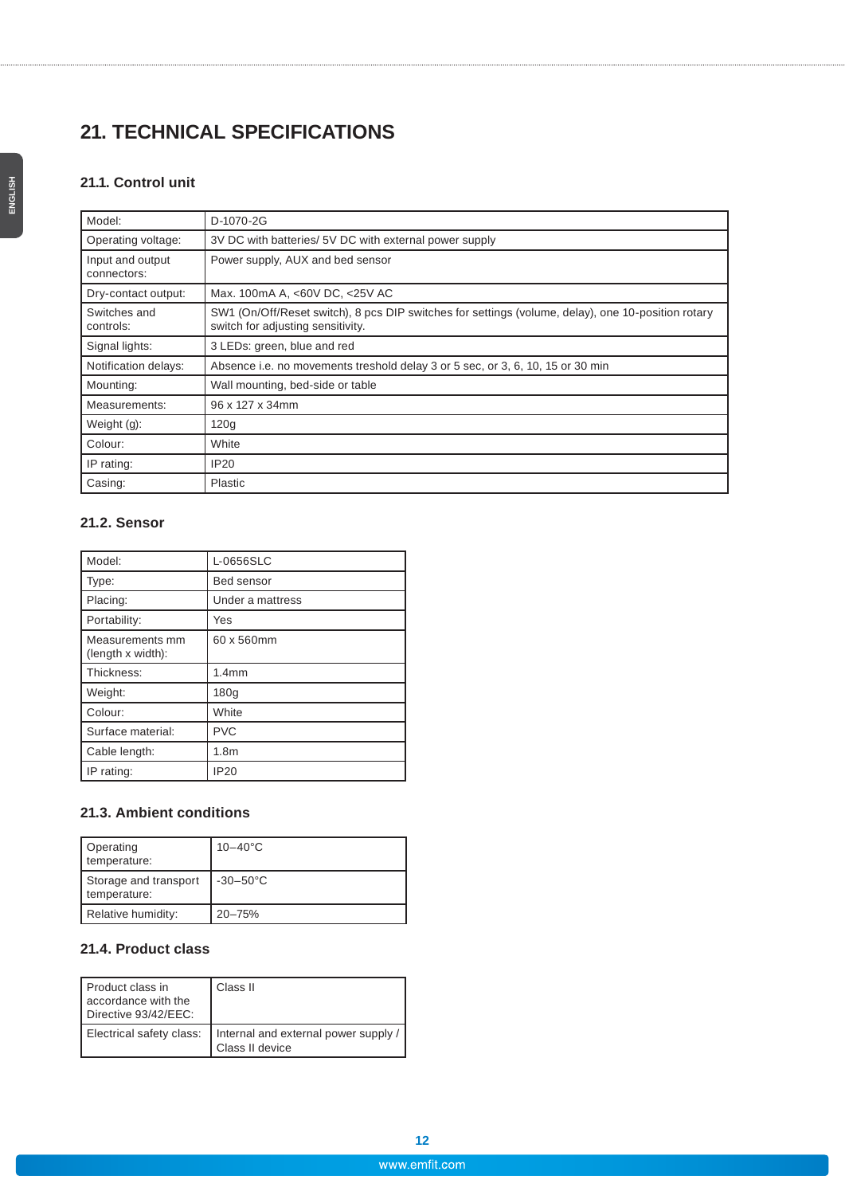# 21. TECHNICAL SPECIFICATIONS

## 21.1. Control unit

| Model: | D-1070-2G |
|---|---|
| Operating voltage: | 3V DC with batteries/ 5V DC with external power supply |
| Input and output connectors: | Power supply, AUX and bed sensor |
| Dry-contact output: | Max. 100mA A, <60V DC, <25V AC |
| Switches and controls: | SW1 (On/Off/Reset switch), 8 pcs DIP switches for settings (volume, delay), one 10-position rotary switch for adjusting sensitivity. |
| Signal lights: | 3 LEDs: green, blue and red |
| Notification delays: | Absence i.e. no movements treshold delay 3 or 5 sec, or 3, 6, 10, 15 or 30 min |
| Mounting: | Wall mounting, bed-side or table |
| Measurements: | 96 x 127 x 34mm |
| Weight (g): | 120g |
| Colour: | White |
| IP rating: | IP20 |
| Casing: | Plastic |

## 21.2. Sensor

| Model: | L-0656SLC |
|---|---|
| Type: | Bed sensor |
| Placing: | Under a mattress |
| Portability: | Yes |
| Measurements mm (length x width): | 60 x 560mm |
| Thickness: | 1.4mm |
| Weight: | 180g |
| Colour: | White |
| Surface material: | PVC |
| Cable length: | 1.8m |
| IP rating: | IP20 |

## 21.3. Ambient conditions

| Operating temperature: | 10–40°C |
|---|---|
| Storage and transport temperature: | -30–50°C |
| Relative humidity: | 20–75% |

## 21.4. Product class

| Product class in accordance with the Directive 93/42/EEC: | Class II |
|---|---|
| Electrical safety class: | Internal and external power supply / Class II device |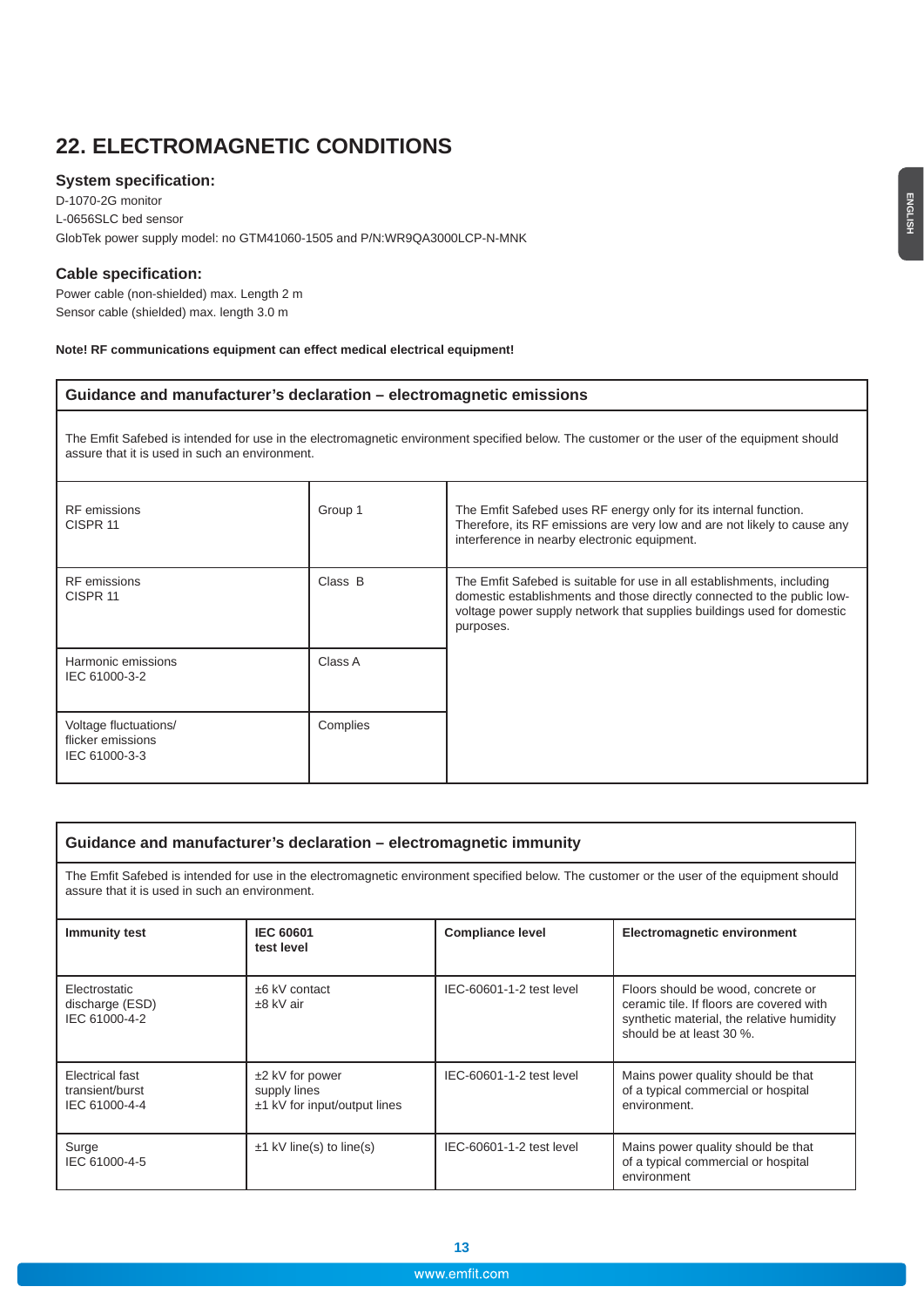## 22. ELECTROMAGNETIC CONDITIONS

### System specification:

D-1070-2G monitor
L-0656SLC bed sensor
GlobTek power supply model: no GTM41060-1505 and P/N:WR9QA3000LCP-N-MNK

### Cable specification:

Power cable (non-shielded) max. Length 2 m
Sensor cable (shielded) max. length 3.0 m

**Note! RF communications equipment can effect medical electrical equipment!**

| **Guidance and manufacturer's declaration – electromagnetic emissions** | | |
|---|---|---|
| The Emfit Safebed is intended for use in the electromagnetic environment specified below. The customer or the user of the equipment should assure that it is used in such an environment. | | |
| RF emissions CISPR 11 | Group 1 | The Emfit Safebed uses RF energy only for its internal function. Therefore, its RF emissions are very low and are not likely to cause any interference in nearby electronic equipment. |
| RF emissions CISPR 11 | Class B | The Emfit Safebed is suitable for use in all establishments, including domestic establishments and those directly connected to the public low-voltage power supply network that supplies buildings used for domestic purposes. |
| Harmonic emissions IEC 61000-3-2 | Class A | |
| Voltage fluctuations/ flicker emissions IEC 61000-3-3 | Complies | |

| **Guidance and manufacturer's declaration – electromagnetic immunity** | | | |
|---|---|---|---|
| The Emfit Safebed is intended for use in the electromagnetic environment specified below. The customer or the user of the equipment should assure that it is used in such an environment. | | | |
| **Immunity test** | **IEC 60601 test level** | **Compliance level** | **Electromagnetic environment** |
| Electrostatic discharge (ESD) IEC 61000-4-2 | ±6 kV contact<br>±8 kV air | IEC-60601-1-2 test level | Floors should be wood, concrete or ceramic tile. If floors are covered with synthetic material, the relative humidity should be at least 30 %. |
| Electrical fast transient/burst IEC 61000-4-4 | ±2 kV for power supply lines<br>±1 kV for input/output lines | IEC-60601-1-2 test level | Mains power quality should be that of a typical commercial or hospital environment. |
| Surge IEC 61000-4-5 | ±1 kV line(s) to line(s) | IEC-60601-1-2 test level | Mains power quality should be that of a typical commercial or hospital environment |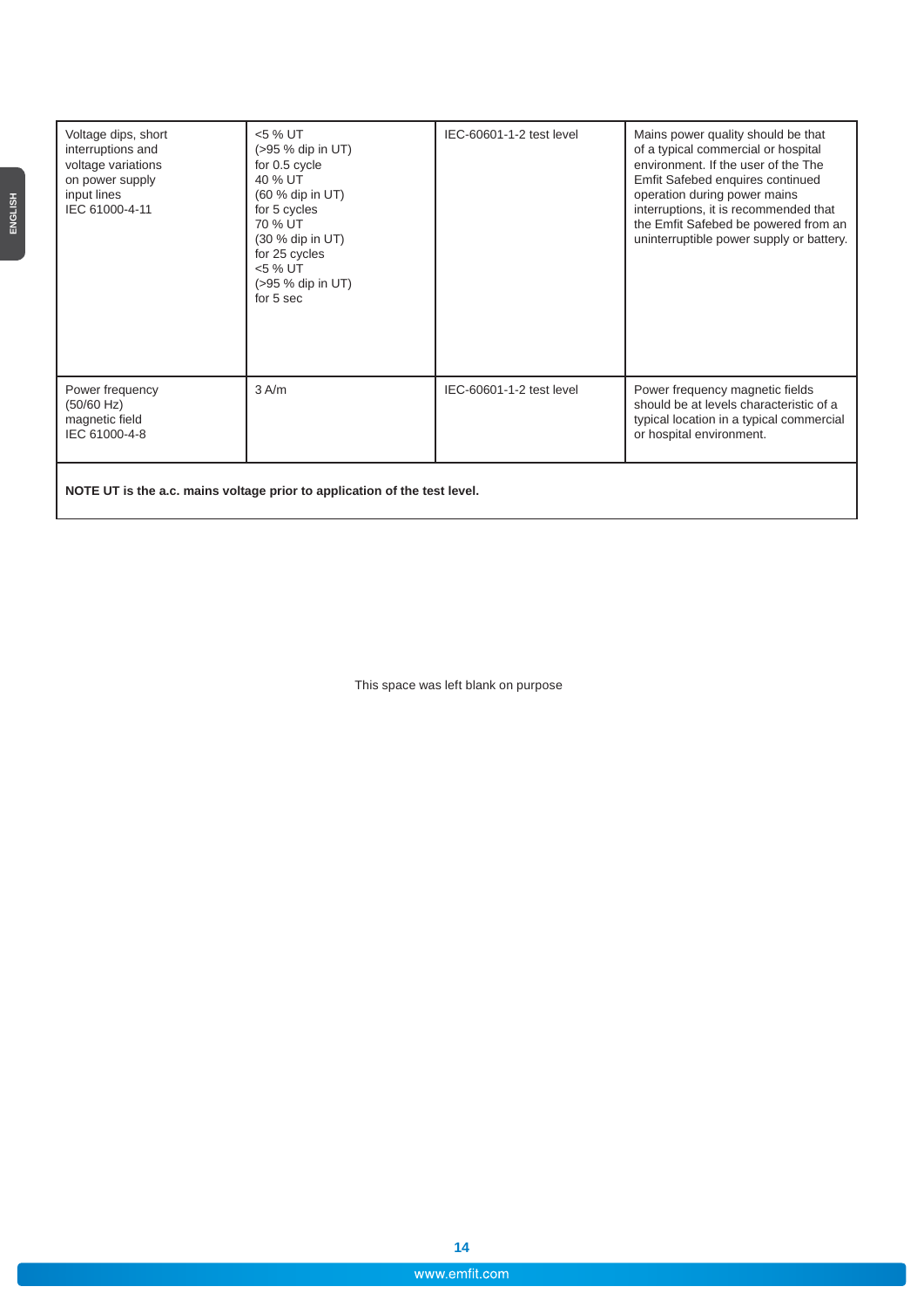| | | | |
|---|---|---|---|
| Voltage dips, short interruptions and voltage variations on power supply input lines IEC 61000-4-11 | <5 % UT (>95 % dip in UT) for 0.5 cycle 40 % UT (60 % dip in UT) for 5 cycles 70 % UT (30 % dip in UT) for 25 cycles <5 % UT (>95 % dip in UT) for 5 sec | IEC-60601-1-2 test level | Mains power quality should be that of a typical commercial or hospital environment. If the user of the The Emfit Safebed enquires continued operation during power mains interruptions, it is recommended that the Emfit Safebed be powered from an uninterruptible power supply or battery. |
| Power frequency (50/60 Hz) magnetic field IEC 61000-4-8 | 3 A/m | IEC-60601-1-2 test level | Power frequency magnetic fields should be at levels characteristic of a typical location in a typical commercial or hospital environment. |
| **NOTE UT is the a.c. mains voltage prior to application of the test level.** | | | |

This space was left blank on purpose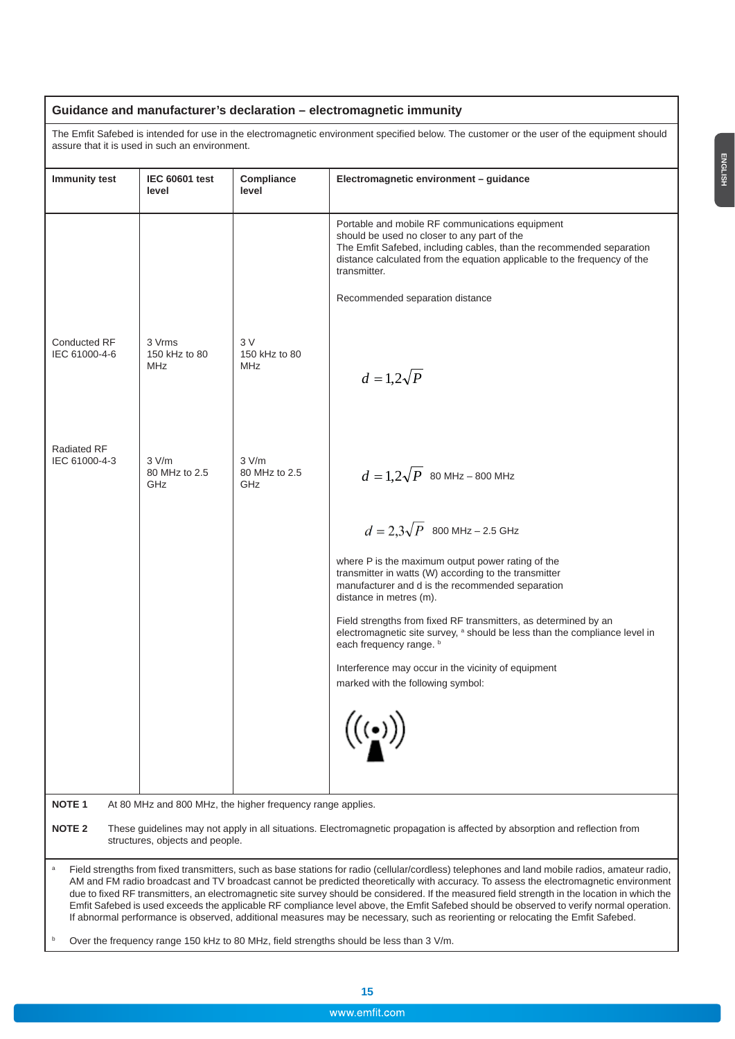## Guidance and manufacturer's declaration – electromagnetic immunity

The Emfit Safebed is intended for use in the electromagnetic environment specified below. The customer or the user of the equipment should assure that it is used in such an environment.

| Immunity test | IEC 60601 test level | Compliance level | Electromagnetic environment – guidance |
|---|---|---|---|
| | | | Portable and mobile RF communications equipment should be used no closer to any part of the The Emfit Safebed, including cables, than the recommended separation distance calculated from the equation applicable to the frequency of the transmitter.<br><br>Recommended separation distance |
| Conducted RF IEC 61000-4-6 | 3 Vrms 150 kHz to 80 MHz | 3 V 150 kHz to 80 MHz | $d = 1{,}2\sqrt{P}$ |
| Radiated RF IEC 61000-4-3 | 3 V/m 80 MHz to 2.5 GHz | 3 V/m 80 MHz to 2.5 GHz | $d = 1{,}2\sqrt{P}$ 80 MHz – 800 MHz<br><br>$d = 2{,}3\sqrt{P}$ 800 MHz – 2.5 GHz<br><br>where P is the maximum output power rating of the transmitter in watts (W) according to the transmitter manufacturer and d is the recommended separation distance in metres (m).<br><br>Field strengths from fixed RF transmitters, as determined by an electromagnetic site survey, [a] should be less than the compliance level in each frequency range. [b]<br><br>Interference may occur in the vicinity of equipment marked with the following symbol: |

**NOTE 1** At 80 MHz and 800 MHz, the higher frequency range applies.

**NOTE 2** These guidelines may not apply in all situations. Electromagnetic propagation is affected by absorption and reflection from structures, objects and people.

[a] Field strengths from fixed transmitters, such as base stations for radio (cellular/cordless) telephones and land mobile radios, amateur radio, AM and FM radio broadcast and TV broadcast cannot be predicted theoretically with accuracy. To assess the electromagnetic environment due to fixed RF transmitters, an electromagnetic site survey should be considered. If the measured field strength in the location in which the Emfit Safebed is used exceeds the applicable RF compliance level above, the Emfit Safebed should be observed to verify normal operation. If abnormal performance is observed, additional measures may be necessary, such as reorienting or relocating the Emfit Safebed.

[b] Over the frequency range 150 kHz to 80 MHz, field strengths should be less than 3 V/m.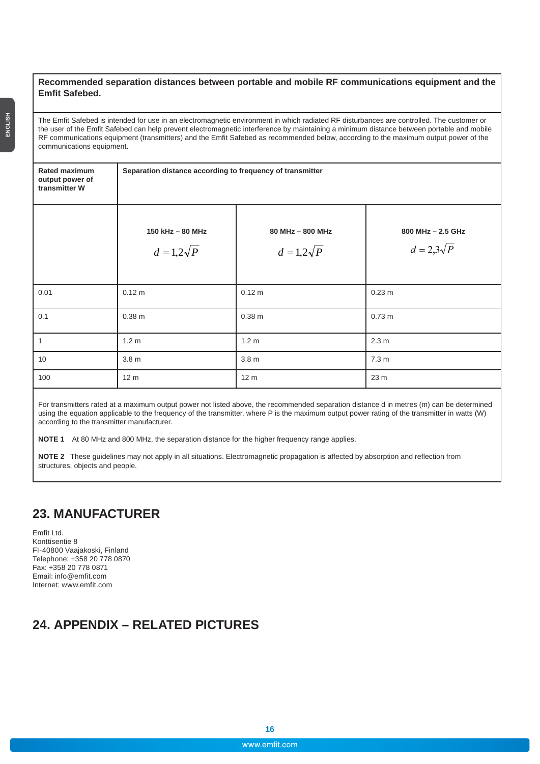| **Recommended separation distances between portable and mobile RF communications equipment and the Emfit Safebed.** | | | |
|---|---|---|---|
| The Emfit Safebed is intended for use in an electromagnetic environment in which radiated RF disturbances are controlled. The customer or the user of the Emfit Safebed can help prevent electromagnetic interference by maintaining a minimum distance between portable and mobile RF communications equipment (transmitters) and the Emfit Safebed as recommended below, according to the maximum output power of the communications equipment. | | | |
| **Rated maximum output power of transmitter W** | **Separation distance according to frequency of transmitter** | | |
| | **150 kHz – 80 MHz** $d = 1{,}2\sqrt{P}$ | **80 MHz – 800 MHz** $d = 1{,}2\sqrt{P}$ | **800 MHz – 2.5 GHz** $d = 2{,}3\sqrt{P}$ |
| 0.01 | 0.12 m | 0.12 m | 0.23 m |
| 0.1 | 0.38 m | 0.38 m | 0.73 m |
| 1 | 1.2 m | 1.2 m | 2.3 m |
| 10 | 3.8 m | 3.8 m | 7.3 m |
| 100 | 12 m | 12 m | 23 m |

For transmitters rated at a maximum output power not listed above, the recommended separation distance d in metres (m) can be determined using the equation applicable to the frequency of the transmitter, where P is the maximum output power rating of the transmitter in watts (W) according to the transmitter manufacturer.

**NOTE 1** At 80 MHz and 800 MHz, the separation distance for the higher frequency range applies.

**NOTE 2** These guidelines may not apply in all situations. Electromagnetic propagation is affected by absorption and reflection from structures, objects and people.

## 23. MANUFACTURER

Emfit Ltd.
Konttisentie 8
FI-40800 Vaajakoski, Finland
Telephone: +358 20 778 0870
Fax: +358 20 778 0871
Email: info@emfit.com
Internet: www.emfit.com

## 24. APPENDIX – RELATED PICTURES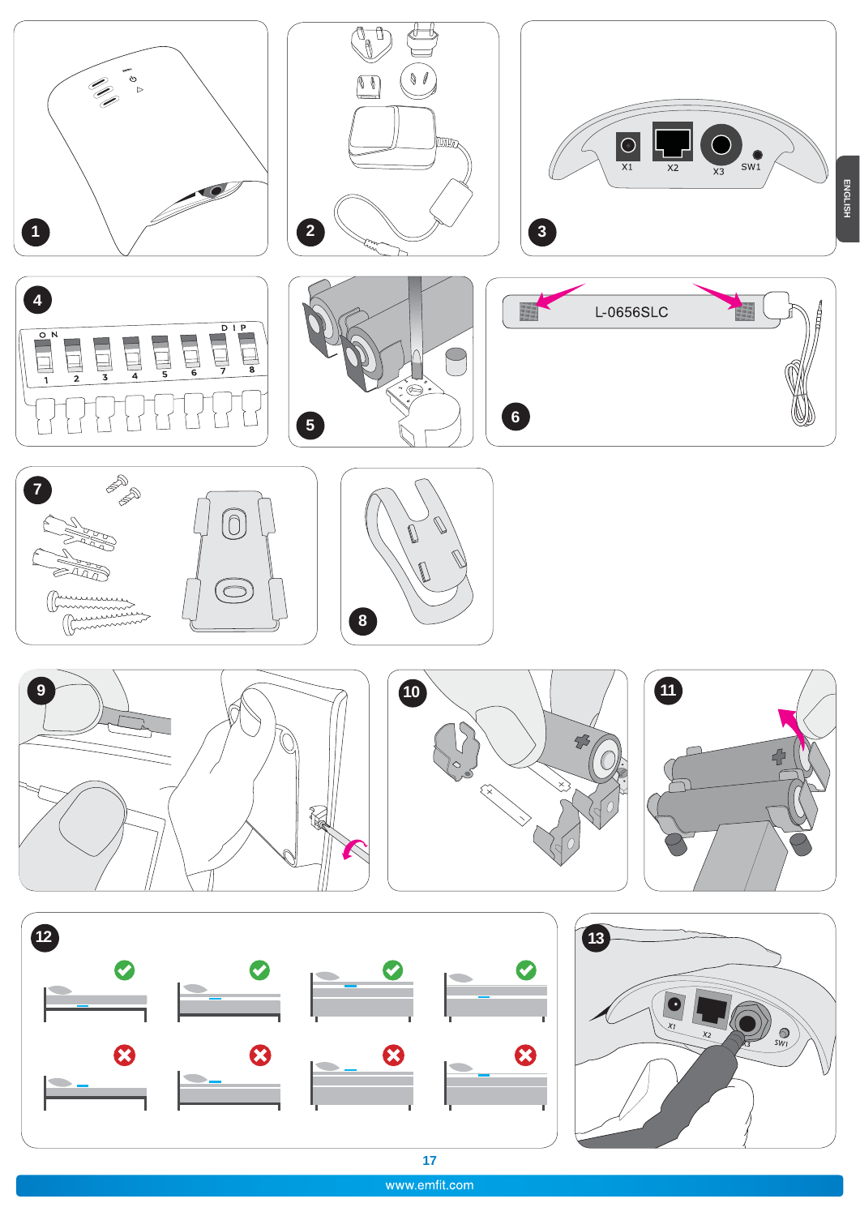1

2

3

X1 X2 X3 SW1

4

ON DIP

1 2 3 4 5 6 7 8

5

6

L-0656SLC

7

8

9

10

11

12

13

X1 X2 X3 SW1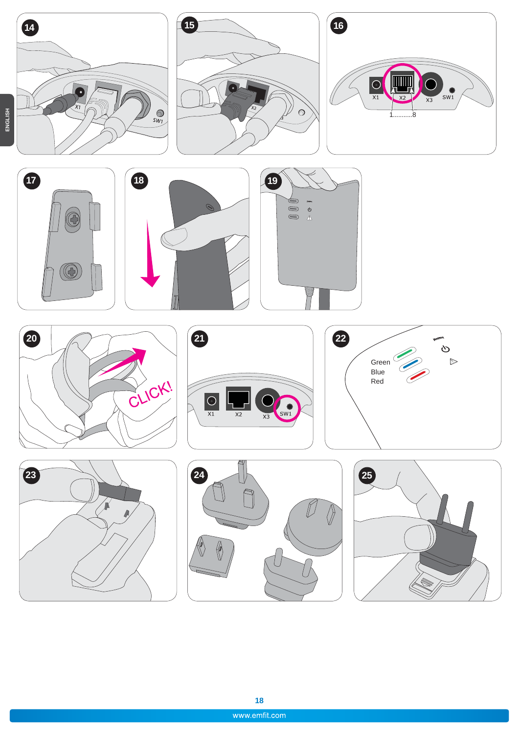14

X1

SW1

15

X2

16

X1 X2 X3 SW1

1..........8

17

18

19

20

CLICK!

21

X1 X2 X3 SW1

22

Green
Blue
Red

23

24

25